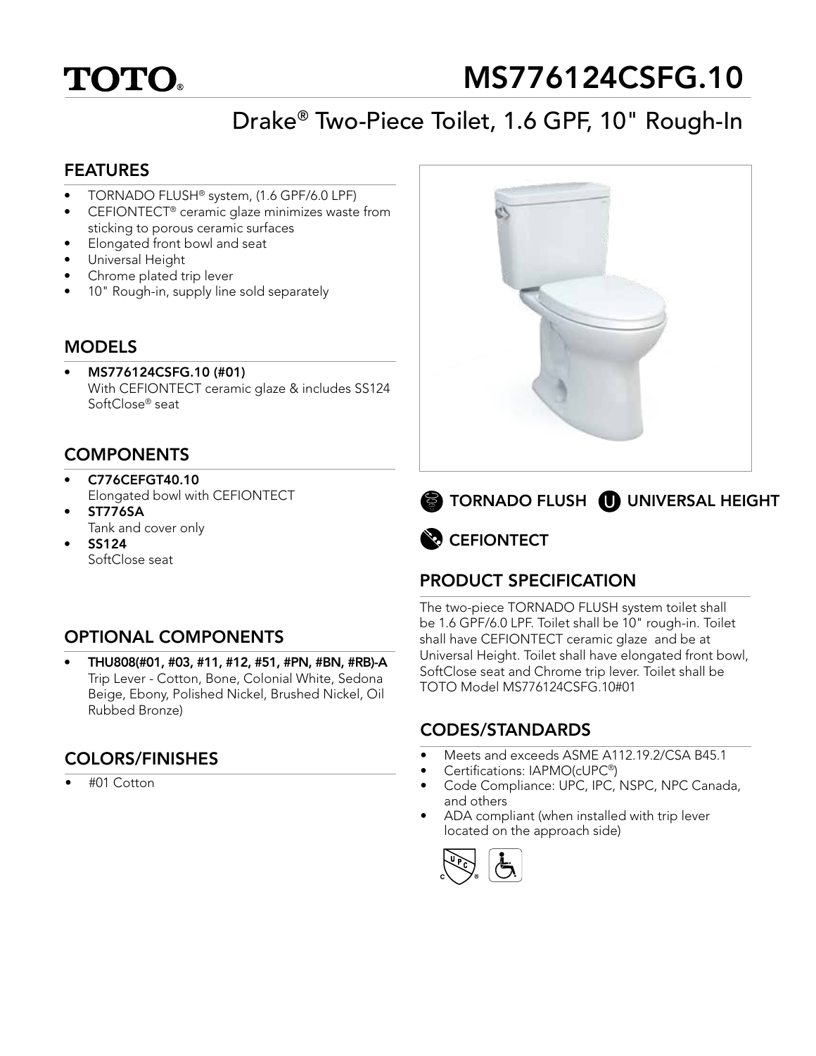# TOTO

# MS776124CSFG.10

## Drake® Two-Piece Toilet, 1.6 GPF, 10" Rough-In

### FEATURES

- TORNADO FLUSH® system, (1.6 GPF/6.0 LPF)
- CEFIONTECT® ceramic glaze minimizes waste from sticking to porous ceramic surfaces
- Elongated front bowl and seat
- Universal Height
- Chrome plated trip lever
- 10" Rough-in, supply line sold separately

### MODELS

- **MS776124CSFG.10 (#01)**
  With CEFIONTECT ceramic glaze & includes SS124 SoftClose® seat

### COMPONENTS

- **C776CEFGT40.10**
  Elongated bowl with CEFIONTECT
- **ST776SA**
  Tank and cover only
- **SS124**
  SoftClose seat

### OPTIONAL COMPONENTS

- **THU808(#01, #03, #11, #12, #51, #PN, #BN, #RB)-A**
  Trip Lever - Cotton, Bone, Colonial White, Sedona Beige, Ebony, Polished Nickel, Brushed Nickel, Oil Rubbed Bronze)

### COLORS/FINISHES

- #01 Cotton

TORNADO FLUSH UNIVERSAL HEIGHT

CEFIONTECT

### PRODUCT SPECIFICATION

The two-piece TORNADO FLUSH system toilet shall be 1.6 GPF/6.0 LPF. Toilet shall be 10" rough-in. Toilet shall have CEFIONTECT ceramic glaze and be at Universal Height. Toilet shall have elongated front bowl, SoftClose seat and Chrome trip lever. Toilet shall be TOTO Model MS776124CSFG.10#01

### CODES/STANDARDS

- Meets and exceeds ASME A112.19.2/CSA B45.1
- Certifications: IAPMO(cUPC®)
- Code Compliance: UPC, IPC, NSPC, NPC Canada, and others
- ADA compliant (when installed with trip lever located on the approach side)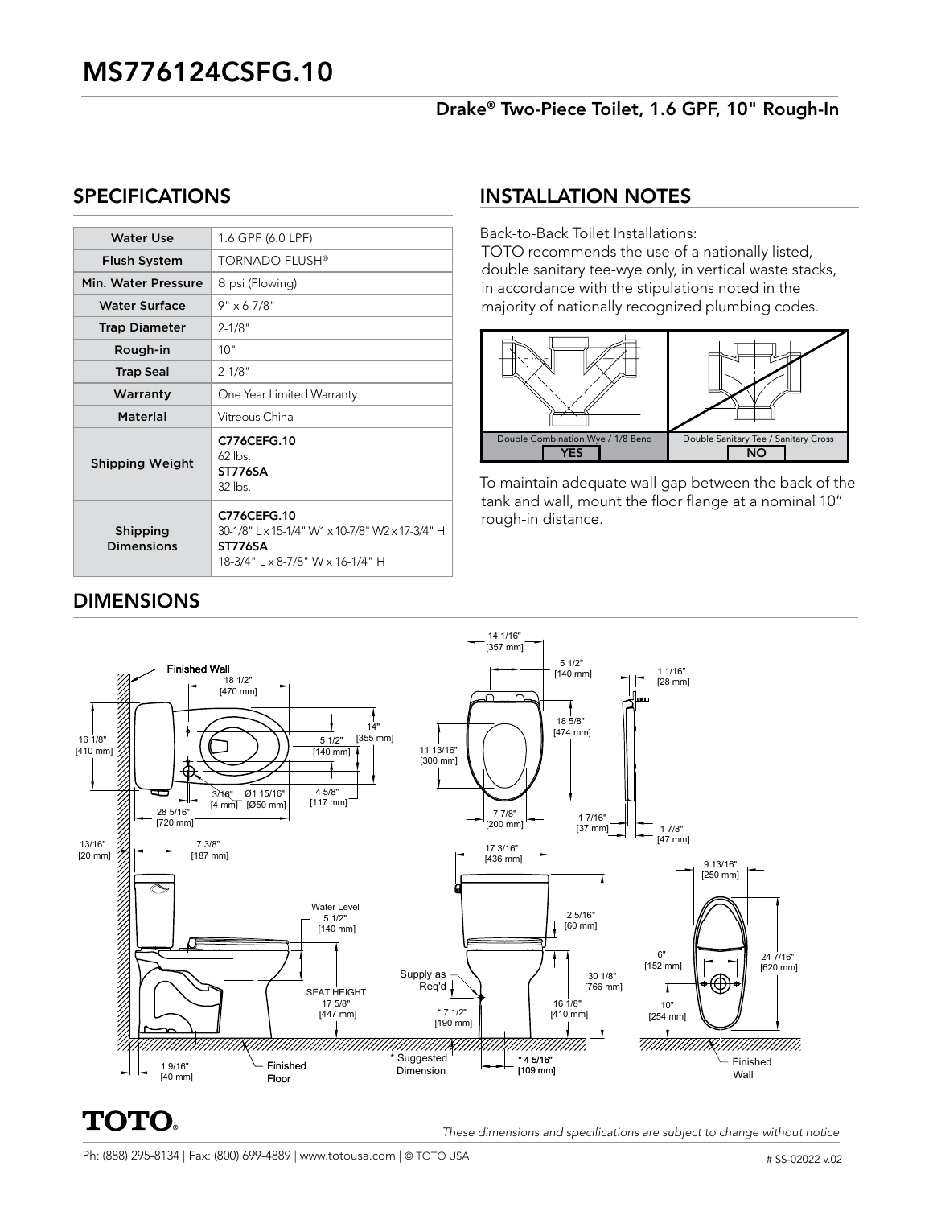# MS776124CSFG.10

## Drake® Two-Piece Toilet, 1.6 GPF, 10" Rough-In

## SPECIFICATIONS

| | |
|---|---|
| Water Use | 1.6 GPF (6.0 LPF) |
| Flush System | TORNADO FLUSH® |
| Min. Water Pressure | 8 psi (Flowing) |
| Water Surface | 9" x 6-7/8" |
| Trap Diameter | 2-1/8" |
| Rough-in | 10" |
| Trap Seal | 2-1/8" |
| Warranty | One Year Limited Warranty |
| Material | Vitreous China |
| Shipping Weight | **C776CEFG.10** 62 lbs. **ST776SA** 32 lbs. |
| Shipping Dimensions | **C776CEFG.10** 30-1/8" L x 15-1/4" W1 x 10-7/8" W2 x 17-3/4" H **ST776SA** 18-3/4" L x 8-7/8" W x 16-1/4" H |

## INSTALLATION NOTES

Back-to-Back Toilet Installations:
TOTO recommends the use of a nationally listed, double sanitary tee-wye only, in vertical waste stacks, in accordance with the stipulations noted in the majority of nationally recognized plumbing codes.

Double Combination Wye / 1/8 Bend
YES

Double Sanitary Tee / Sanitary Cross
NO

To maintain adequate wall gap between the back of the tank and wall, mount the floor flange at a nominal 10" rough-in distance.

## DIMENSIONS

Finished Wall
18 1/2" [470 mm]
14" [355 mm]
16 1/8" [410 mm]
5 1/2" [140 mm]
4 5/8" [117 mm]
3/16" [4 mm]
Ø1 15/16" [Ø50 mm]
28 5/16" [720 mm]
14 1/16" [357 mm]
5 1/2" [140 mm]
11 13/16" [300 mm]
18 5/8" [474 mm]
7 7/8" [200 mm]
1 1/16" [28 mm]
1 7/16" [37 mm]
1 7/8" [47 mm]
13/16" [20 mm]
7 3/8" [187 mm]
Water Level 5 1/2" [140 mm]
SEAT HEIGHT 17 5/8" [447 mm]
1 9/16" [40 mm]
Finished Floor
17 3/16" [436 mm]
2 5/16" [60 mm]
Supply as Req'd
* 7 1/2" [190 mm]
16 1/8" [410 mm]
30 1/8" [766 mm]
* Suggested Dimension
* 4 5/16" [109 mm]
9 13/16" [250 mm]
6" [152 mm]
24 7/16" [620 mm]
10" [254 mm]
Finished Wall

*These dimensions and specifications are subject to change without notice*

Ph: (888) 295-8134 | Fax: (800) 699-4889 | www.totousa.com | © TOTO USA

# SS-02022 v.02